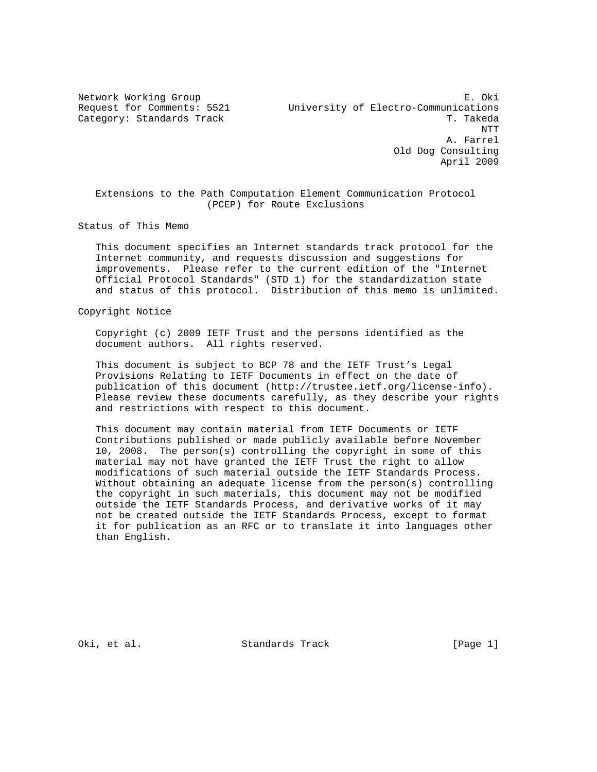Network Working Group E. Oki
Request for Comments: 5521 University of Electro-Communications
Category: Standards Track T. Takeda
NTT
A. Farrel
Old Dog Consulting
April 2009

# Extensions to the Path Computation Element Communication Protocol (PCEP) for Route Exclusions

## Status of This Memo

This document specifies an Internet standards track protocol for the Internet community, and requests discussion and suggestions for improvements. Please refer to the current edition of the "Internet Official Protocol Standards" (STD 1) for the standardization state and status of this protocol. Distribution of this memo is unlimited.

## Copyright Notice

Copyright (c) 2009 IETF Trust and the persons identified as the document authors. All rights reserved.

This document is subject to BCP 78 and the IETF Trust's Legal Provisions Relating to IETF Documents in effect on the date of publication of this document (http://trustee.ietf.org/license-info). Please review these documents carefully, as they describe your rights and restrictions with respect to this document.

This document may contain material from IETF Documents or IETF Contributions published or made publicly available before November 10, 2008. The person(s) controlling the copyright in some of this material may not have granted the IETF Trust the right to allow modifications of such material outside the IETF Standards Process. Without obtaining an adequate license from the person(s) controlling the copyright in such materials, this document may not be modified outside the IETF Standards Process, and derivative works of it may not be created outside the IETF Standards Process, except to format it for publication as an RFC or to translate it into languages other than English.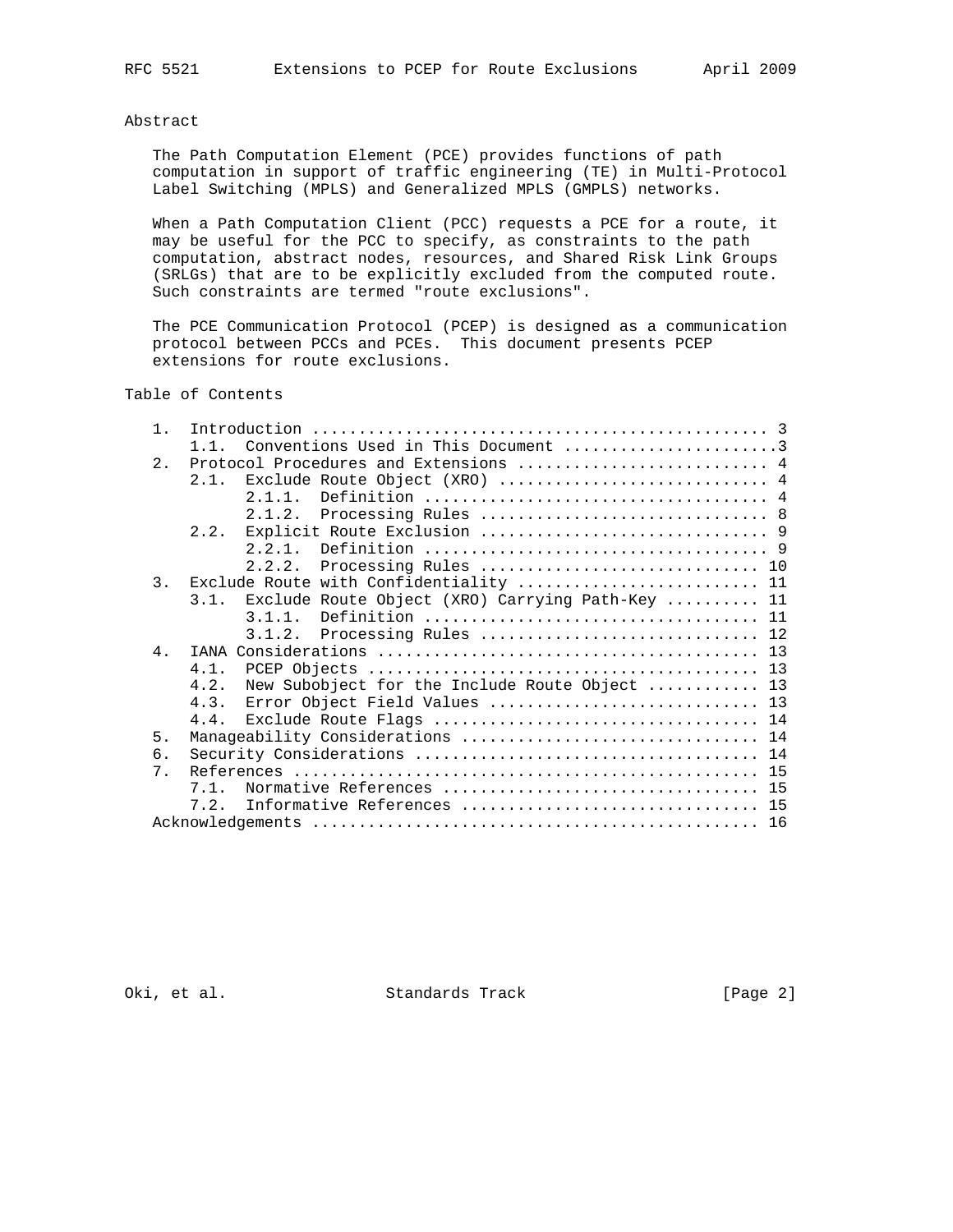# Abstract

The Path Computation Element (PCE) provides functions of path computation in support of traffic engineering (TE) in Multi-Protocol Label Switching (MPLS) and Generalized MPLS (GMPLS) networks.

When a Path Computation Client (PCC) requests a PCE for a route, it may be useful for the PCC to specify, as constraints to the path computation, abstract nodes, resources, and Shared Risk Link Groups (SRLGs) that are to be explicitly excluded from the computed route. Such constraints are termed "route exclusions".

The PCE Communication Protocol (PCEP) is designed as a communication protocol between PCCs and PCEs. This document presents PCEP extensions for route exclusions.

# Table of Contents

```
   1.  Introduction ................................................. 3
       1.1.  Conventions Used in This Document .......................3
   2.  Protocol Procedures and Extensions ........................... 4
       2.1.  Exclude Route Object (XRO) ............................. 4
             2.1.1.  Definition ..................................... 4
             2.1.2.  Processing Rules ............................... 8
       2.2.  Explicit Route Exclusion ............................... 9
             2.2.1.  Definition ..................................... 9
             2.2.2.  Processing Rules .............................. 10
   3.  Exclude Route with Confidentiality .......................... 11
       3.1.  Exclude Route Object (XRO) Carrying Path-Key .......... 11
             3.1.1.  Definition .................................... 11
             3.1.2.  Processing Rules .............................. 12
   4.  IANA Considerations ......................................... 13
       4.1.  PCEP Objects .......................................... 13
       4.2.  New Subobject for the Include Route Object ............ 13
       4.3.  Error Object Field Values ............................. 13
       4.4.  Exclude Route Flags ................................... 14
   5.  Manageability Considerations ................................ 14
   6.  Security Considerations ..................................... 14
   7.  References .................................................. 15
       7.1.  Normative References .................................. 15
       7.2.  Informative References ................................ 15
   Acknowledgements ................................................ 16
```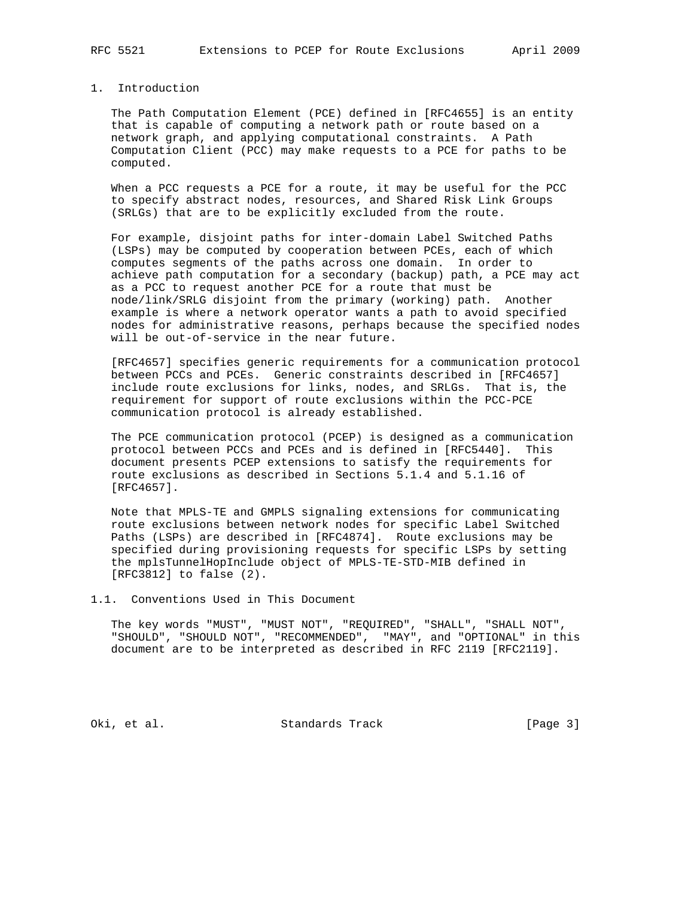# 1. Introduction

The Path Computation Element (PCE) defined in [RFC4655] is an entity that is capable of computing a network path or route based on a network graph, and applying computational constraints. A Path Computation Client (PCC) may make requests to a PCE for paths to be computed.

When a PCC requests a PCE for a route, it may be useful for the PCC to specify abstract nodes, resources, and Shared Risk Link Groups (SRLGs) that are to be explicitly excluded from the route.

For example, disjoint paths for inter-domain Label Switched Paths (LSPs) may be computed by cooperation between PCEs, each of which computes segments of the paths across one domain. In order to achieve path computation for a secondary (backup) path, a PCE may act as a PCC to request another PCE for a route that must be node/link/SRLG disjoint from the primary (working) path. Another example is where a network operator wants a path to avoid specified nodes for administrative reasons, perhaps because the specified nodes will be out-of-service in the near future.

[RFC4657] specifies generic requirements for a communication protocol between PCCs and PCEs. Generic constraints described in [RFC4657] include route exclusions for links, nodes, and SRLGs. That is, the requirement for support of route exclusions within the PCC-PCE communication protocol is already established.

The PCE communication protocol (PCEP) is designed as a communication protocol between PCCs and PCEs and is defined in [RFC5440]. This document presents PCEP extensions to satisfy the requirements for route exclusions as described in Sections 5.1.4 and 5.1.16 of [RFC4657].

Note that MPLS-TE and GMPLS signaling extensions for communicating route exclusions between network nodes for specific Label Switched Paths (LSPs) are described in [RFC4874]. Route exclusions may be specified during provisioning requests for specific LSPs by setting the mplsTunnelHopInclude object of MPLS-TE-STD-MIB defined in [RFC3812] to false (2).

## 1.1. Conventions Used in This Document

The key words "MUST", "MUST NOT", "REQUIRED", "SHALL", "SHALL NOT", "SHOULD", "SHOULD NOT", "RECOMMENDED", "MAY", and "OPTIONAL" in this document are to be interpreted as described in RFC 2119 [RFC2119].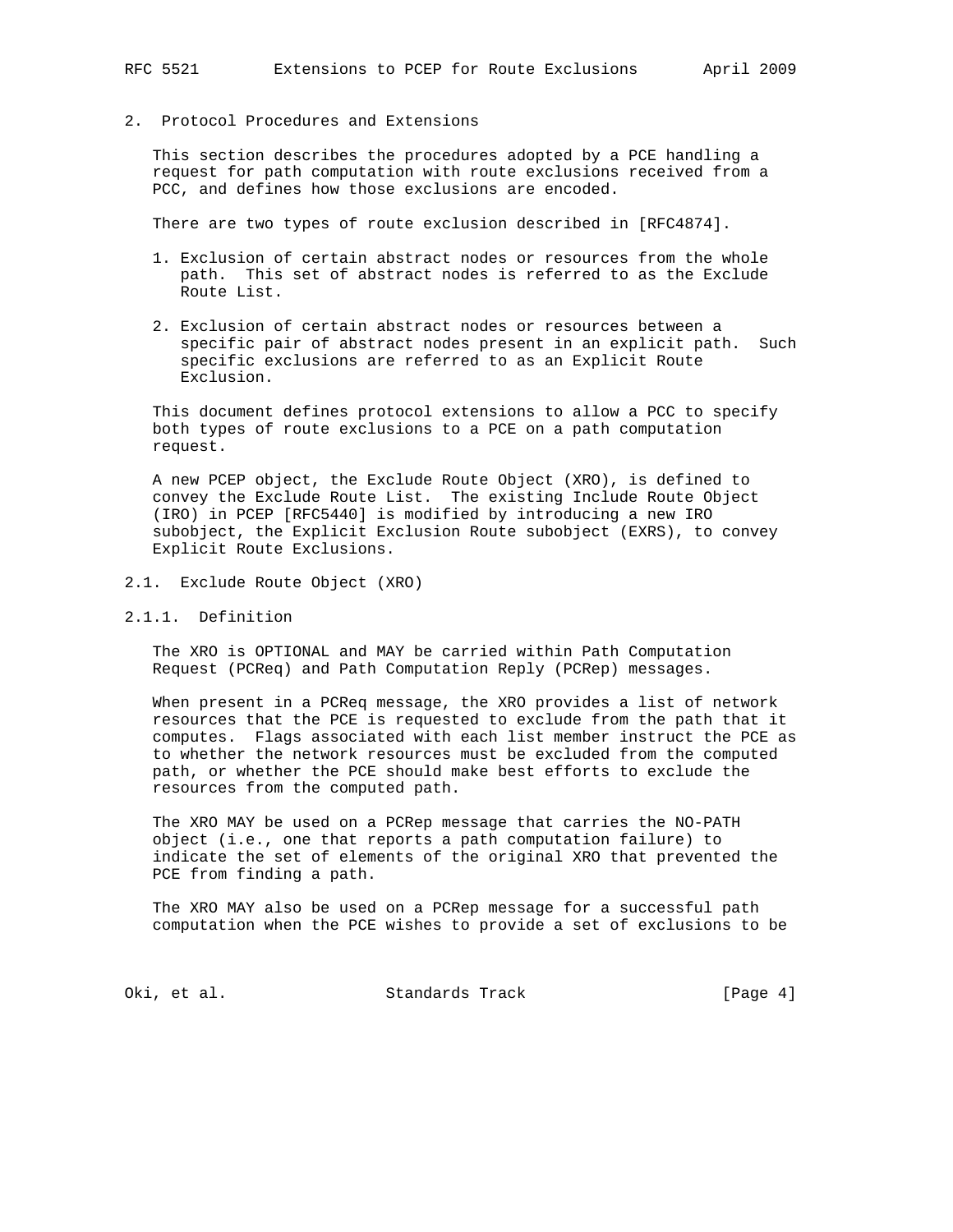## 2. Protocol Procedures and Extensions

This section describes the procedures adopted by a PCE handling a request for path computation with route exclusions received from a PCC, and defines how those exclusions are encoded.

There are two types of route exclusion described in [RFC4874].

1. Exclusion of certain abstract nodes or resources from the whole path. This set of abstract nodes is referred to as the Exclude Route List.

2. Exclusion of certain abstract nodes or resources between a specific pair of abstract nodes present in an explicit path. Such specific exclusions are referred to as an Explicit Route Exclusion.

This document defines protocol extensions to allow a PCC to specify both types of route exclusions to a PCE on a path computation request.

A new PCEP object, the Exclude Route Object (XRO), is defined to convey the Exclude Route List. The existing Include Route Object (IRO) in PCEP [RFC5440] is modified by introducing a new IRO subobject, the Explicit Exclusion Route subobject (EXRS), to convey Explicit Route Exclusions.

### 2.1. Exclude Route Object (XRO)

#### 2.1.1. Definition

The XRO is OPTIONAL and MAY be carried within Path Computation Request (PCReq) and Path Computation Reply (PCRep) messages.

When present in a PCReq message, the XRO provides a list of network resources that the PCE is requested to exclude from the path that it computes. Flags associated with each list member instruct the PCE as to whether the network resources must be excluded from the computed path, or whether the PCE should make best efforts to exclude the resources from the computed path.

The XRO MAY be used on a PCRep message that carries the NO-PATH object (i.e., one that reports a path computation failure) to indicate the set of elements of the original XRO that prevented the PCE from finding a path.

The XRO MAY also be used on a PCRep message for a successful path computation when the PCE wishes to provide a set of exclusions to be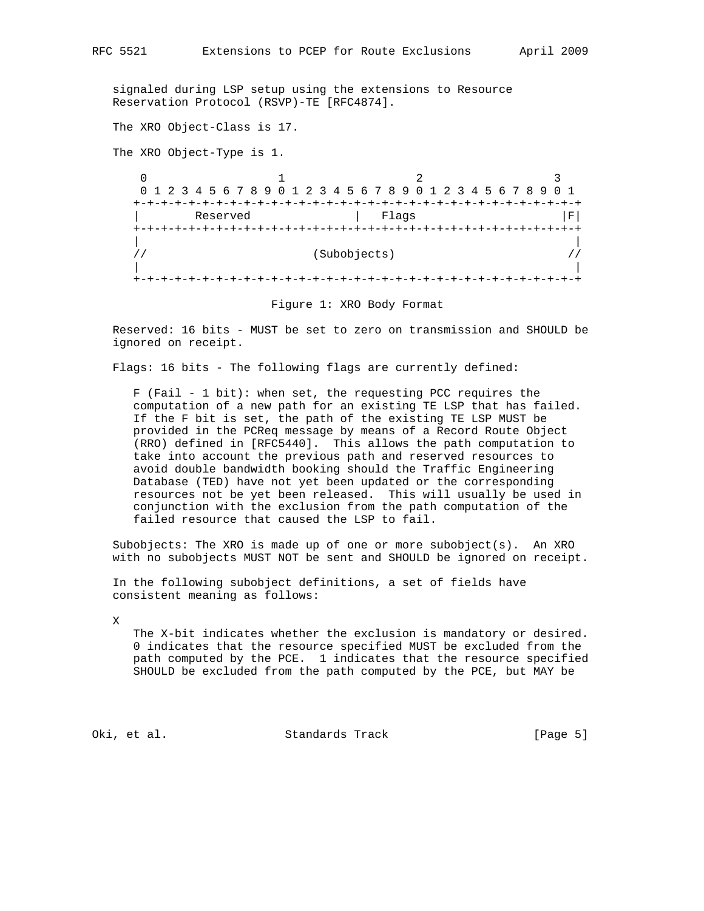signaled during LSP setup using the extensions to Resource Reservation Protocol (RSVP)-TE [RFC4874].

The XRO Object-Class is 17.

The XRO Object-Type is 1.

```
 0                   1                   2                   3
 0 1 2 3 4 5 6 7 8 9 0 1 2 3 4 5 6 7 8 9 0 1 2 3 4 5 6 7 8 9 0 1
+-+-+-+-+-+-+-+-+-+-+-+-+-+-+-+-+-+-+-+-+-+-+-+-+-+-+-+-+-+-+-+-+
|        Reserved               |   Flags                     |F|
+-+-+-+-+-+-+-+-+-+-+-+-+-+-+-+-+-+-+-+-+-+-+-+-+-+-+-+-+-+-+-+-+
|                                                               |
//                        (Subobjects)                         //
|                                                               |
+-+-+-+-+-+-+-+-+-+-+-+-+-+-+-+-+-+-+-+-+-+-+-+-+-+-+-+-+-+-+-+-+
```

Figure 1: XRO Body Format

Reserved: 16 bits - MUST be set to zero on transmission and SHOULD be ignored on receipt.

Flags: 16 bits - The following flags are currently defined:

F (Fail - 1 bit): when set, the requesting PCC requires the computation of a new path for an existing TE LSP that has failed. If the F bit is set, the path of the existing TE LSP MUST be provided in the PCReq message by means of a Record Route Object (RRO) defined in [RFC5440]. This allows the path computation to take into account the previous path and reserved resources to avoid double bandwidth booking should the Traffic Engineering Database (TED) have not yet been updated or the corresponding resources not be yet been released. This will usually be used in conjunction with the exclusion from the path computation of the failed resource that caused the LSP to fail.

Subobjects: The XRO is made up of one or more subobject(s). An XRO with no subobjects MUST NOT be sent and SHOULD be ignored on receipt.

In the following subobject definitions, a set of fields have consistent meaning as follows:

X

The X-bit indicates whether the exclusion is mandatory or desired. 0 indicates that the resource specified MUST be excluded from the path computed by the PCE. 1 indicates that the resource specified SHOULD be excluded from the path computed by the PCE, but MAY be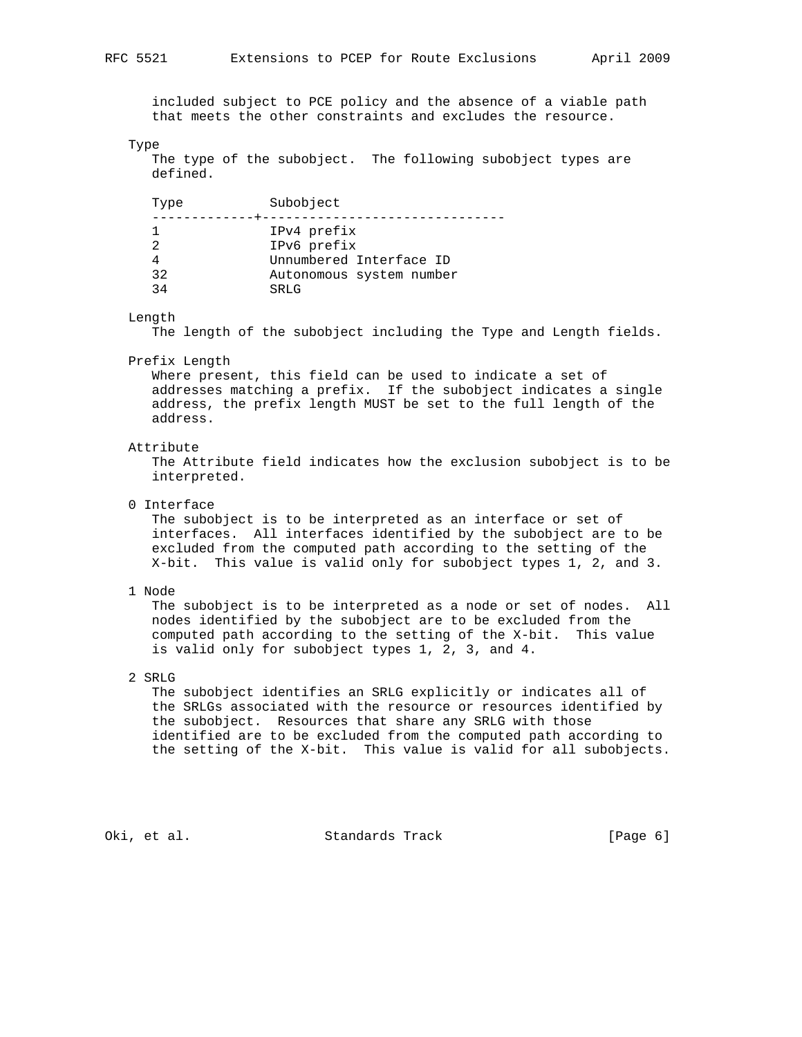included subject to PCE policy and the absence of a viable path that meets the other constraints and excludes the resource.

Type

The type of the subobject. The following subobject types are defined.

| Type | Subobject |
|---|---|
| 1 | IPv4 prefix |
| 2 | IPv6 prefix |
| 4 | Unnumbered Interface ID |
| 32 | Autonomous system number |
| 34 | SRLG |

Length

The length of the subobject including the Type and Length fields.

Prefix Length

Where present, this field can be used to indicate a set of addresses matching a prefix. If the subobject indicates a single address, the prefix length MUST be set to the full length of the address.

Attribute

The Attribute field indicates how the exclusion subobject is to be interpreted.

0 Interface

The subobject is to be interpreted as an interface or set of interfaces. All interfaces identified by the subobject are to be excluded from the computed path according to the setting of the X-bit. This value is valid only for subobject types 1, 2, and 3.

1 Node

The subobject is to be interpreted as a node or set of nodes. All nodes identified by the subobject are to be excluded from the computed path according to the setting of the X-bit. This value is valid only for subobject types 1, 2, 3, and 4.

2 SRLG

The subobject identifies an SRLG explicitly or indicates all of the SRLGs associated with the resource or resources identified by the subobject. Resources that share any SRLG with those identified are to be excluded from the computed path according to the setting of the X-bit. This value is valid for all subobjects.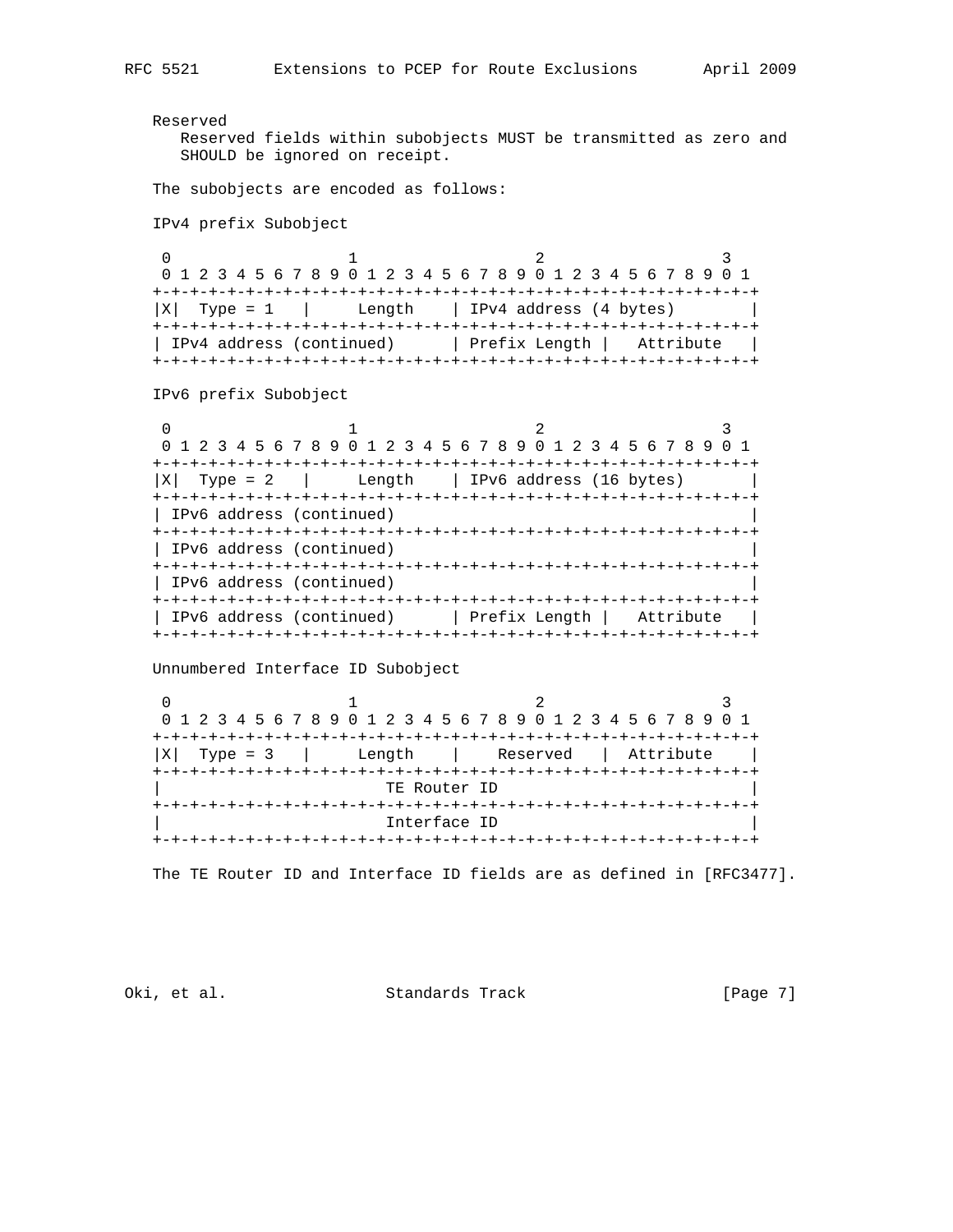Reserved
Reserved fields within subobjects MUST be transmitted as zero and SHOULD be ignored on receipt.

The subobjects are encoded as follows:

IPv4 prefix Subobject

```
 0                   1                   2                   3
 0 1 2 3 4 5 6 7 8 9 0 1 2 3 4 5 6 7 8 9 0 1 2 3 4 5 6 7 8 9 0 1
+-+-+-+-+-+-+-+-+-+-+-+-+-+-+-+-+-+-+-+-+-+-+-+-+-+-+-+-+-+-+-+-+
|X|  Type = 1   |     Length    | IPv4 address (4 bytes)        |
+-+-+-+-+-+-+-+-+-+-+-+-+-+-+-+-+-+-+-+-+-+-+-+-+-+-+-+-+-+-+-+-+
| IPv4 address (continued)      | Prefix Length |   Attribute   |
+-+-+-+-+-+-+-+-+-+-+-+-+-+-+-+-+-+-+-+-+-+-+-+-+-+-+-+-+-+-+-+-+
```

IPv6 prefix Subobject

```
 0                   1                   2                   3
 0 1 2 3 4 5 6 7 8 9 0 1 2 3 4 5 6 7 8 9 0 1 2 3 4 5 6 7 8 9 0 1
+-+-+-+-+-+-+-+-+-+-+-+-+-+-+-+-+-+-+-+-+-+-+-+-+-+-+-+-+-+-+-+-+
|X|  Type = 2   |     Length    | IPv6 address (16 bytes)       |
+-+-+-+-+-+-+-+-+-+-+-+-+-+-+-+-+-+-+-+-+-+-+-+-+-+-+-+-+-+-+-+-+
| IPv6 address (continued)                                      |
+-+-+-+-+-+-+-+-+-+-+-+-+-+-+-+-+-+-+-+-+-+-+-+-+-+-+-+-+-+-+-+-+
| IPv6 address (continued)                                      |
+-+-+-+-+-+-+-+-+-+-+-+-+-+-+-+-+-+-+-+-+-+-+-+-+-+-+-+-+-+-+-+-+
| IPv6 address (continued)                                      |
+-+-+-+-+-+-+-+-+-+-+-+-+-+-+-+-+-+-+-+-+-+-+-+-+-+-+-+-+-+-+-+-+
| IPv6 address (continued)      | Prefix Length |   Attribute   |
+-+-+-+-+-+-+-+-+-+-+-+-+-+-+-+-+-+-+-+-+-+-+-+-+-+-+-+-+-+-+-+-+
```

Unnumbered Interface ID Subobject

```
 0                   1                   2                   3
 0 1 2 3 4 5 6 7 8 9 0 1 2 3 4 5 6 7 8 9 0 1 2 3 4 5 6 7 8 9 0 1
+-+-+-+-+-+-+-+-+-+-+-+-+-+-+-+-+-+-+-+-+-+-+-+-+-+-+-+-+-+-+-+-+
|X|  Type = 3   |     Length    |    Reserved   |  Attribute    |
+-+-+-+-+-+-+-+-+-+-+-+-+-+-+-+-+-+-+-+-+-+-+-+-+-+-+-+-+-+-+-+-+
|                        TE Router ID                           |
+-+-+-+-+-+-+-+-+-+-+-+-+-+-+-+-+-+-+-+-+-+-+-+-+-+-+-+-+-+-+-+-+
|                        Interface ID                           |
+-+-+-+-+-+-+-+-+-+-+-+-+-+-+-+-+-+-+-+-+-+-+-+-+-+-+-+-+-+-+-+-+
```

The TE Router ID and Interface ID fields are as defined in [RFC3477].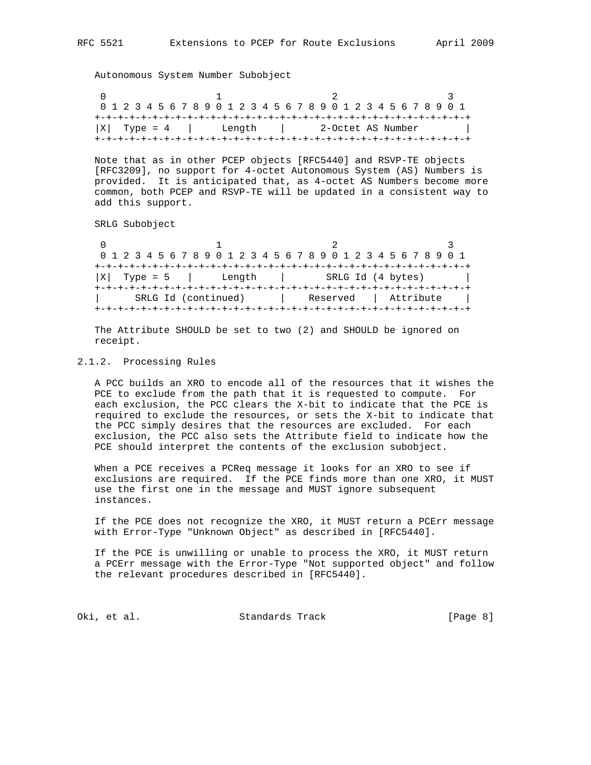Autonomous System Number Subobject

```
 0                   1                   2                   3
 0 1 2 3 4 5 6 7 8 9 0 1 2 3 4 5 6 7 8 9 0 1 2 3 4 5 6 7 8 9 0 1
+-+-+-+-+-+-+-+-+-+-+-+-+-+-+-+-+-+-+-+-+-+-+-+-+-+-+-+-+-+-+-+-+
|X|  Type = 4   |     Length    |      2-Octet AS Number        |
+-+-+-+-+-+-+-+-+-+-+-+-+-+-+-+-+-+-+-+-+-+-+-+-+-+-+-+-+-+-+-+-+
```

Note that as in other PCEP objects [RFC5440] and RSVP-TE objects [RFC3209], no support for 4-octet Autonomous System (AS) Numbers is provided. It is anticipated that, as 4-octet AS Numbers become more common, both PCEP and RSVP-TE will be updated in a consistent way to add this support.

SRLG Subobject

```
 0                   1                   2                   3
 0 1 2 3 4 5 6 7 8 9 0 1 2 3 4 5 6 7 8 9 0 1 2 3 4 5 6 7 8 9 0 1
+-+-+-+-+-+-+-+-+-+-+-+-+-+-+-+-+-+-+-+-+-+-+-+-+-+-+-+-+-+-+-+-+
|X|  Type = 5   |     Length    |       SRLG Id (4 bytes)       |
+-+-+-+-+-+-+-+-+-+-+-+-+-+-+-+-+-+-+-+-+-+-+-+-+-+-+-+-+-+-+-+-+
|      SRLG Id (continued)      |    Reserved   |  Attribute    |
+-+-+-+-+-+-+-+-+-+-+-+-+-+-+-+-+-+-+-+-+-+-+-+-+-+-+-+-+-+-+-+-+
```

The Attribute SHOULD be set to two (2) and SHOULD be ignored on receipt.

### 2.1.2. Processing Rules

A PCC builds an XRO to encode all of the resources that it wishes the PCE to exclude from the path that it is requested to compute. For each exclusion, the PCC clears the X-bit to indicate that the PCE is required to exclude the resources, or sets the X-bit to indicate that the PCC simply desires that the resources are excluded. For each exclusion, the PCC also sets the Attribute field to indicate how the PCE should interpret the contents of the exclusion subobject.

When a PCE receives a PCReq message it looks for an XRO to see if exclusions are required. If the PCE finds more than one XRO, it MUST use the first one in the message and MUST ignore subsequent instances.

If the PCE does not recognize the XRO, it MUST return a PCErr message with Error-Type "Unknown Object" as described in [RFC5440].

If the PCE is unwilling or unable to process the XRO, it MUST return a PCErr message with the Error-Type "Not supported object" and follow the relevant procedures described in [RFC5440].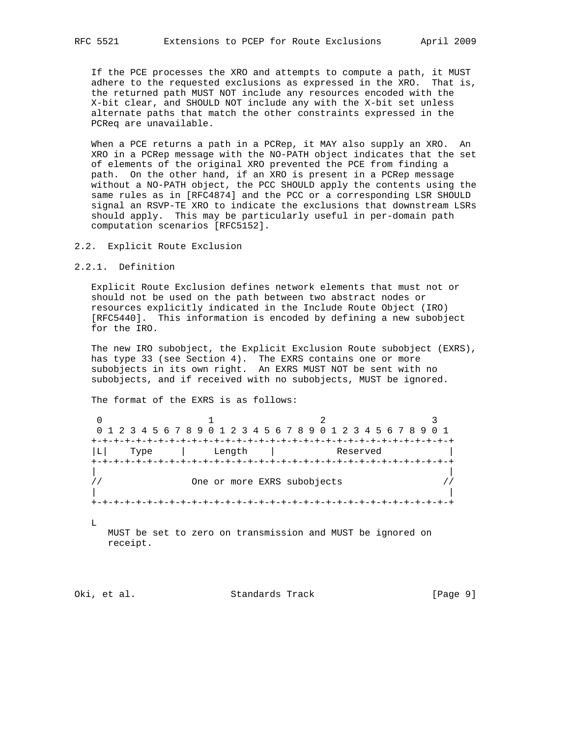If the PCE processes the XRO and attempts to compute a path, it MUST adhere to the requested exclusions as expressed in the XRO. That is, the returned path MUST NOT include any resources encoded with the X-bit clear, and SHOULD NOT include any with the X-bit set unless alternate paths that match the other constraints expressed in the PCReq are unavailable.

When a PCE returns a path in a PCRep, it MAY also supply an XRO. An XRO in a PCRep message with the NO-PATH object indicates that the set of elements of the original XRO prevented the PCE from finding a path. On the other hand, if an XRO is present in a PCRep message without a NO-PATH object, the PCC SHOULD apply the contents using the same rules as in [RFC4874] and the PCC or a corresponding LSR SHOULD signal an RSVP-TE XRO to indicate the exclusions that downstream LSRs should apply. This may be particularly useful in per-domain path computation scenarios [RFC5152].

### 2.2. Explicit Route Exclusion

#### 2.2.1. Definition

Explicit Route Exclusion defines network elements that must not or should not be used on the path between two abstract nodes or resources explicitly indicated in the Include Route Object (IRO) [RFC5440]. This information is encoded by defining a new subobject for the IRO.

The new IRO subobject, the Explicit Exclusion Route subobject (EXRS), has type 33 (see Section 4). The EXRS contains one or more subobjects in its own right. An EXRS MUST NOT be sent with no subobjects, and if received with no subobjects, MUST be ignored.

The format of the EXRS is as follows:

```
 0                   1                   2                   3
 0 1 2 3 4 5 6 7 8 9 0 1 2 3 4 5 6 7 8 9 0 1 2 3 4 5 6 7 8 9 0 1
+-+-+-+-+-+-+-+-+-+-+-+-+-+-+-+-+-+-+-+-+-+-+-+-+-+-+-+-+-+-+-+-+
|L|    Type     |     Length    |           Reserved            |
+-+-+-+-+-+-+-+-+-+-+-+-+-+-+-+-+-+-+-+-+-+-+-+-+-+-+-+-+-+-+-+-+
|                                                               |
//                One or more EXRS subobjects                  //
|                                                               |
+-+-+-+-+-+-+-+-+-+-+-+-+-+-+-+-+-+-+-+-+-+-+-+-+-+-+-+-+-+-+-+-+
```

L

MUST be set to zero on transmission and MUST be ignored on receipt.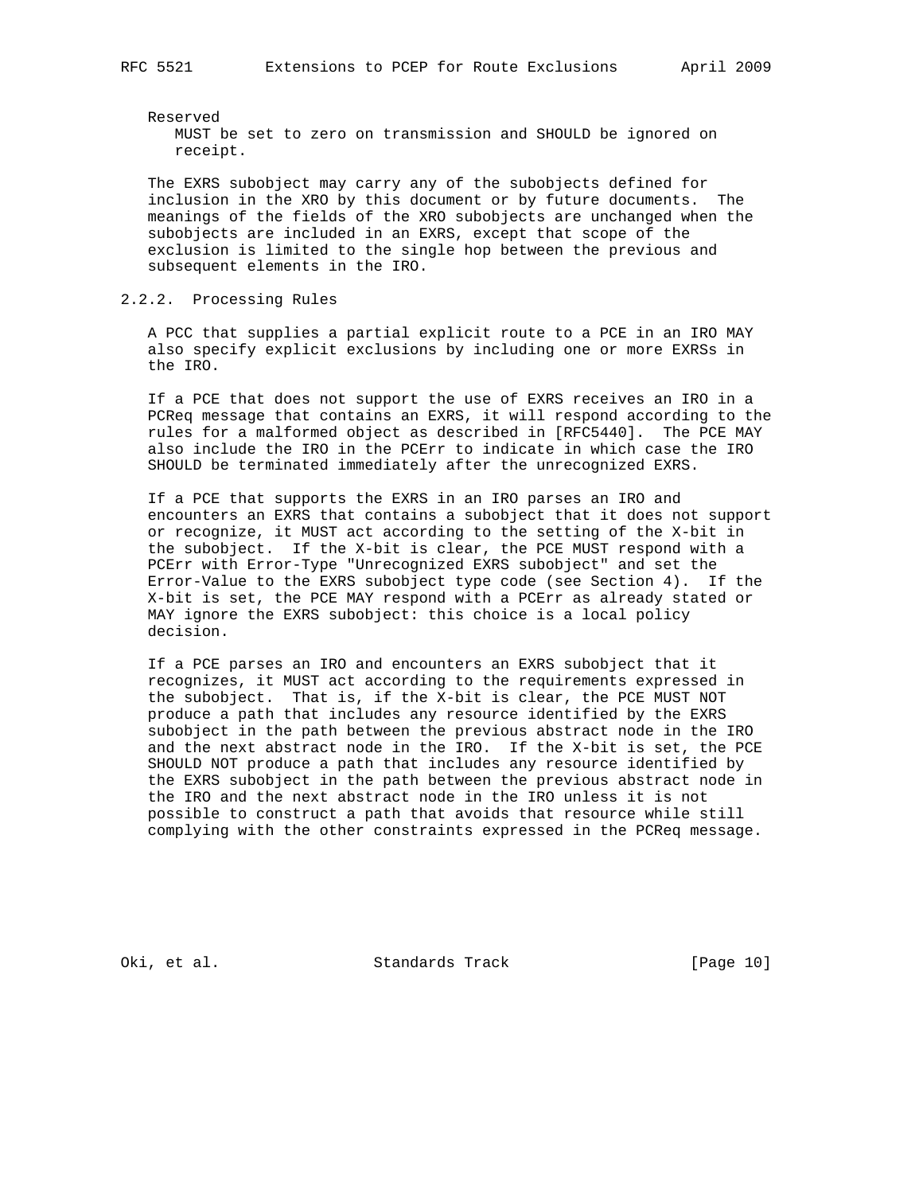Reserved

MUST be set to zero on transmission and SHOULD be ignored on receipt.

The EXRS subobject may carry any of the subobjects defined for inclusion in the XRO by this document or by future documents. The meanings of the fields of the XRO subobjects are unchanged when the subobjects are included in an EXRS, except that scope of the exclusion is limited to the single hop between the previous and subsequent elements in the IRO.

### 2.2.2. Processing Rules

A PCC that supplies a partial explicit route to a PCE in an IRO MAY also specify explicit exclusions by including one or more EXRSs in the IRO.

If a PCE that does not support the use of EXRS receives an IRO in a PCReq message that contains an EXRS, it will respond according to the rules for a malformed object as described in [RFC5440]. The PCE MAY also include the IRO in the PCErr to indicate in which case the IRO SHOULD be terminated immediately after the unrecognized EXRS.

If a PCE that supports the EXRS in an IRO parses an IRO and encounters an EXRS that contains a subobject that it does not support or recognize, it MUST act according to the setting of the X-bit in the subobject. If the X-bit is clear, the PCE MUST respond with a PCErr with Error-Type "Unrecognized EXRS subobject" and set the Error-Value to the EXRS subobject type code (see Section 4). If the X-bit is set, the PCE MAY respond with a PCErr as already stated or MAY ignore the EXRS subobject: this choice is a local policy decision.

If a PCE parses an IRO and encounters an EXRS subobject that it recognizes, it MUST act according to the requirements expressed in the subobject. That is, if the X-bit is clear, the PCE MUST NOT produce a path that includes any resource identified by the EXRS subobject in the path between the previous abstract node in the IRO and the next abstract node in the IRO. If the X-bit is set, the PCE SHOULD NOT produce a path that includes any resource identified by the EXRS subobject in the path between the previous abstract node in the IRO and the next abstract node in the IRO unless it is not possible to construct a path that avoids that resource while still complying with the other constraints expressed in the PCReq message.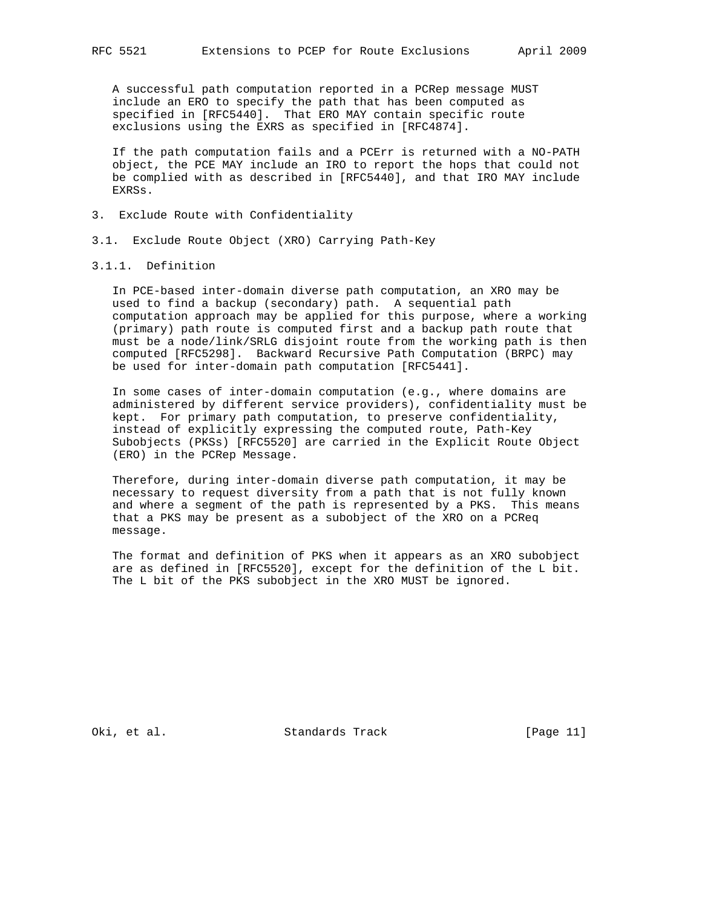A successful path computation reported in a PCRep message MUST include an ERO to specify the path that has been computed as specified in [RFC5440]. That ERO MAY contain specific route exclusions using the EXRS as specified in [RFC4874].

If the path computation fails and a PCErr is returned with a NO-PATH object, the PCE MAY include an IRO to report the hops that could not be complied with as described in [RFC5440], and that IRO MAY include EXRSs.

# 3. Exclude Route with Confidentiality

## 3.1. Exclude Route Object (XRO) Carrying Path-Key

### 3.1.1. Definition

In PCE-based inter-domain diverse path computation, an XRO may be used to find a backup (secondary) path. A sequential path computation approach may be applied for this purpose, where a working (primary) path route is computed first and a backup path route that must be a node/link/SRLG disjoint route from the working path is then computed [RFC5298]. Backward Recursive Path Computation (BRPC) may be used for inter-domain path computation [RFC5441].

In some cases of inter-domain computation (e.g., where domains are administered by different service providers), confidentiality must be kept. For primary path computation, to preserve confidentiality, instead of explicitly expressing the computed route, Path-Key Subobjects (PKSs) [RFC5520] are carried in the Explicit Route Object (ERO) in the PCRep Message.

Therefore, during inter-domain diverse path computation, it may be necessary to request diversity from a path that is not fully known and where a segment of the path is represented by a PKS. This means that a PKS may be present as a subobject of the XRO on a PCReq message.

The format and definition of PKS when it appears as an XRO subobject are as defined in [RFC5520], except for the definition of the L bit. The L bit of the PKS subobject in the XRO MUST be ignored.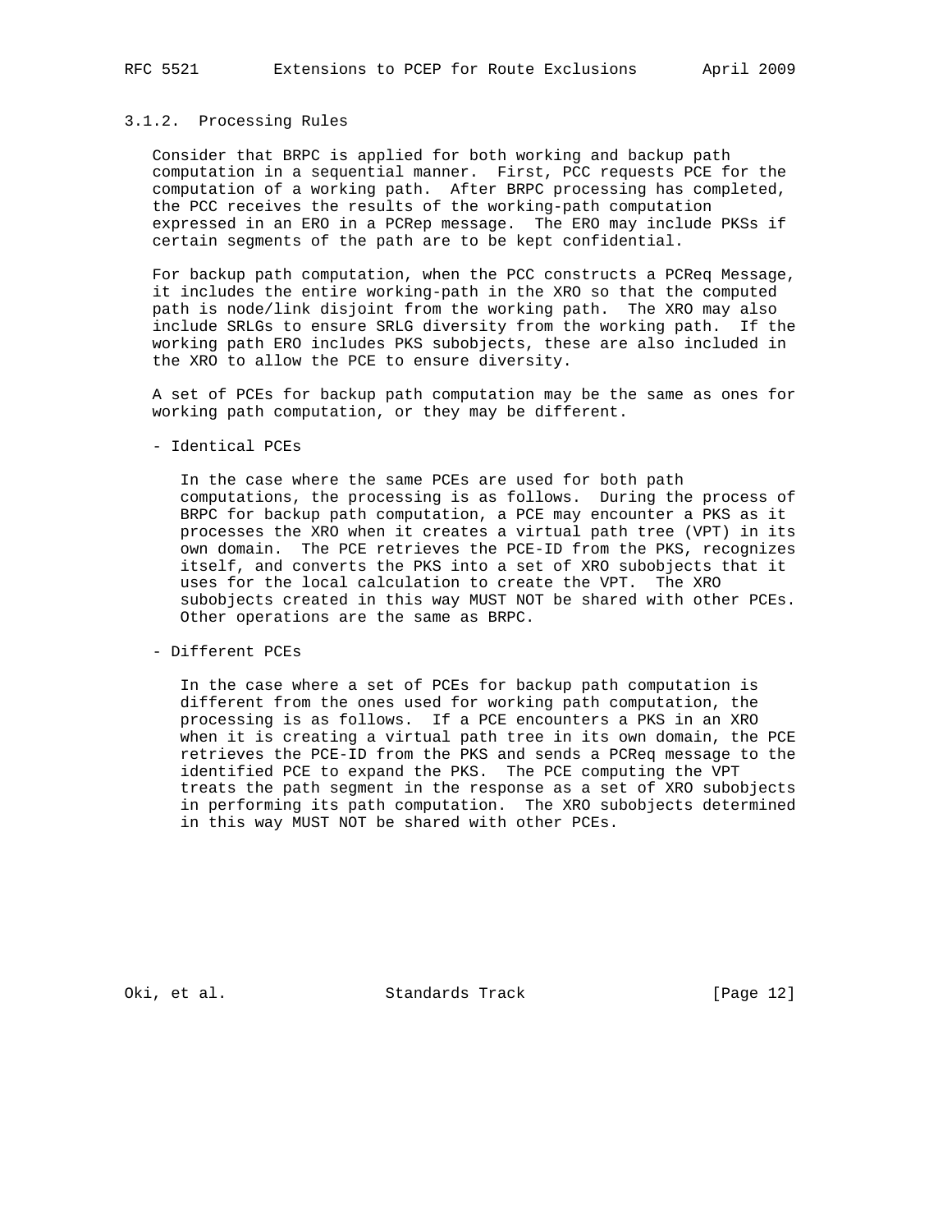### 3.1.2. Processing Rules

Consider that BRPC is applied for both working and backup path computation in a sequential manner. First, PCC requests PCE for the computation of a working path. After BRPC processing has completed, the PCC receives the results of the working-path computation expressed in an ERO in a PCRep message. The ERO may include PKSs if certain segments of the path are to be kept confidential.

For backup path computation, when the PCC constructs a PCReq Message, it includes the entire working-path in the XRO so that the computed path is node/link disjoint from the working path. The XRO may also include SRLGs to ensure SRLG diversity from the working path. If the working path ERO includes PKS subobjects, these are also included in the XRO to allow the PCE to ensure diversity.

A set of PCEs for backup path computation may be the same as ones for working path computation, or they may be different.

- Identical PCEs

  In the case where the same PCEs are used for both path computations, the processing is as follows. During the process of BRPC for backup path computation, a PCE may encounter a PKS as it processes the XRO when it creates a virtual path tree (VPT) in its own domain. The PCE retrieves the PCE-ID from the PKS, recognizes itself, and converts the PKS into a set of XRO subobjects that it uses for the local calculation to create the VPT. The XRO subobjects created in this way MUST NOT be shared with other PCEs. Other operations are the same as BRPC.

- Different PCEs

  In the case where a set of PCEs for backup path computation is different from the ones used for working path computation, the processing is as follows. If a PCE encounters a PKS in an XRO when it is creating a virtual path tree in its own domain, the PCE retrieves the PCE-ID from the PKS and sends a PCReq message to the identified PCE to expand the PKS. The PCE computing the VPT treats the path segment in the response as a set of XRO subobjects in performing its path computation. The XRO subobjects determined in this way MUST NOT be shared with other PCEs.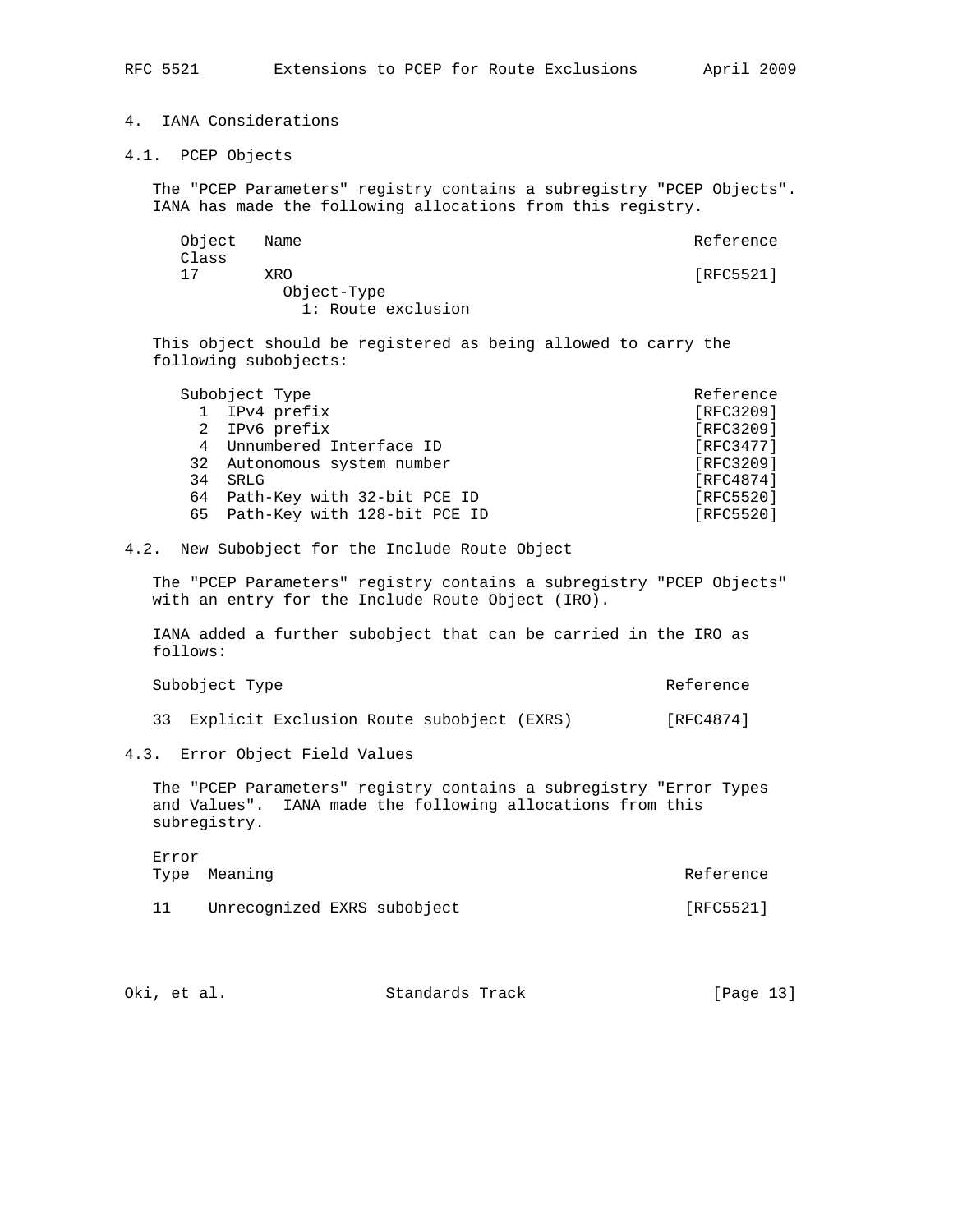## 4. IANA Considerations

### 4.1. PCEP Objects

The "PCEP Parameters" registry contains a subregistry "PCEP Objects". IANA has made the following allocations from this registry.

| Object Class | Name | Reference |
|---|---|---|
| 17 | XRO | [RFC5521] |
| | Object-Type | |
| | 1: Route exclusion | |

This object should be registered as being allowed to carry the following subobjects:

| Subobject Type | | Reference |
|---|---|---|
| 1 | IPv4 prefix | [RFC3209] |
| 2 | IPv6 prefix | [RFC3209] |
| 4 | Unnumbered Interface ID | [RFC3477] |
| 32 | Autonomous system number | [RFC3209] |
| 34 | SRLG | [RFC4874] |
| 64 | Path-Key with 32-bit PCE ID | [RFC5520] |
| 65 | Path-Key with 128-bit PCE ID | [RFC5520] |

### 4.2. New Subobject for the Include Route Object

The "PCEP Parameters" registry contains a subregistry "PCEP Objects" with an entry for the Include Route Object (IRO).

IANA added a further subobject that can be carried in the IRO as follows:

| Subobject Type | | Reference |
|---|---|---|
| 33 | Explicit Exclusion Route subobject (EXRS) | [RFC4874] |

### 4.3. Error Object Field Values

The "PCEP Parameters" registry contains a subregistry "Error Types and Values". IANA made the following allocations from this subregistry.

| Error Type | Meaning | Reference |
|---|---|---|
| 11 | Unrecognized EXRS subobject | [RFC5521] |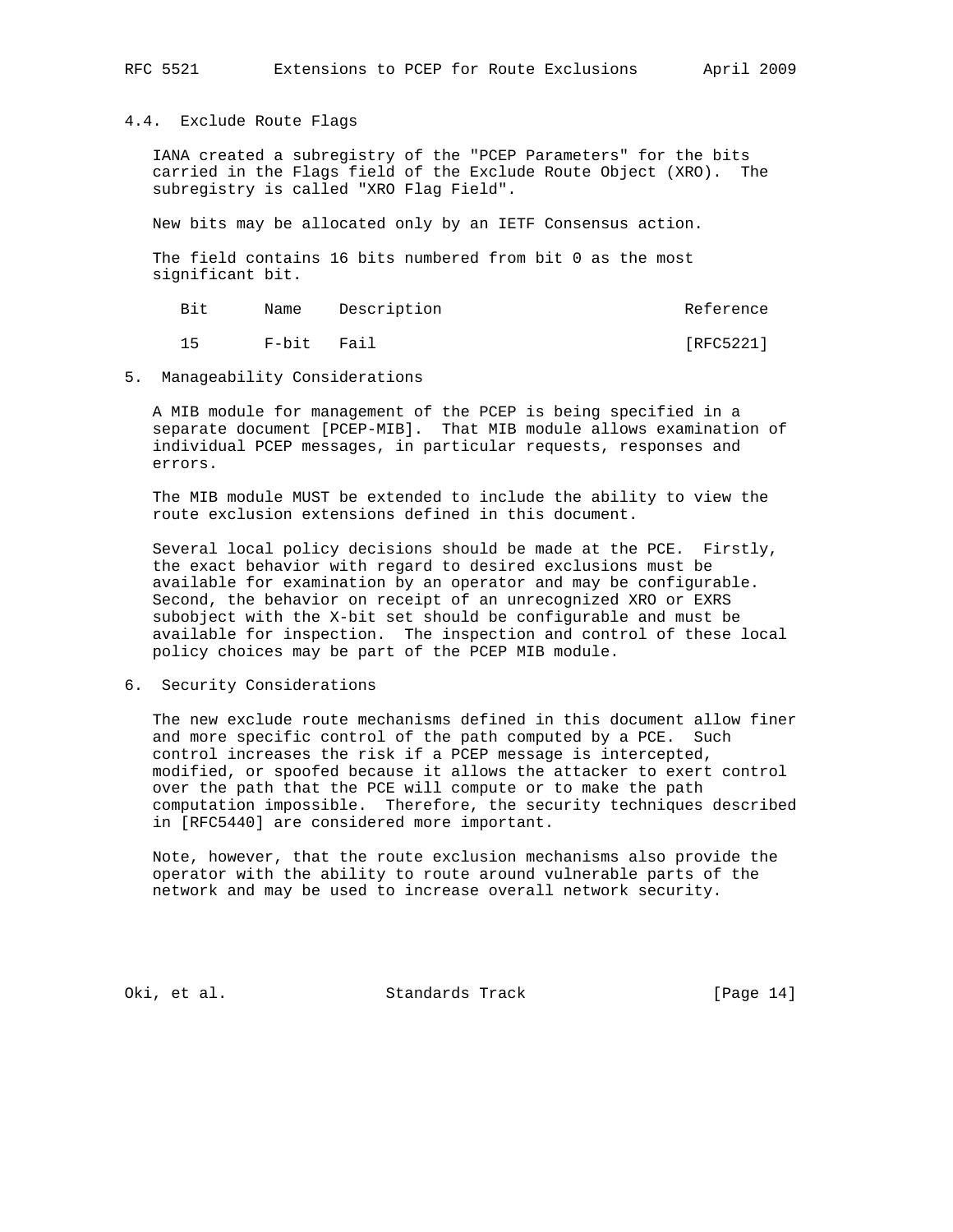## 4.4. Exclude Route Flags

IANA created a subregistry of the "PCEP Parameters" for the bits carried in the Flags field of the Exclude Route Object (XRO). The subregistry is called "XRO Flag Field".

New bits may be allocated only by an IETF Consensus action.

The field contains 16 bits numbered from bit 0 as the most significant bit.

| Bit | Name | Description | Reference |
|---|---|---|---|
| 15 | F-bit | Fail | [RFC5221] |

# 5. Manageability Considerations

A MIB module for management of the PCEP is being specified in a separate document [PCEP-MIB]. That MIB module allows examination of individual PCEP messages, in particular requests, responses and errors.

The MIB module MUST be extended to include the ability to view the route exclusion extensions defined in this document.

Several local policy decisions should be made at the PCE. Firstly, the exact behavior with regard to desired exclusions must be available for examination by an operator and may be configurable. Second, the behavior on receipt of an unrecognized XRO or EXRS subobject with the X-bit set should be configurable and must be available for inspection. The inspection and control of these local policy choices may be part of the PCEP MIB module.

# 6. Security Considerations

The new exclude route mechanisms defined in this document allow finer and more specific control of the path computed by a PCE. Such control increases the risk if a PCEP message is intercepted, modified, or spoofed because it allows the attacker to exert control over the path that the PCE will compute or to make the path computation impossible. Therefore, the security techniques described in [RFC5440] are considered more important.

Note, however, that the route exclusion mechanisms also provide the operator with the ability to route around vulnerable parts of the network and may be used to increase overall network security.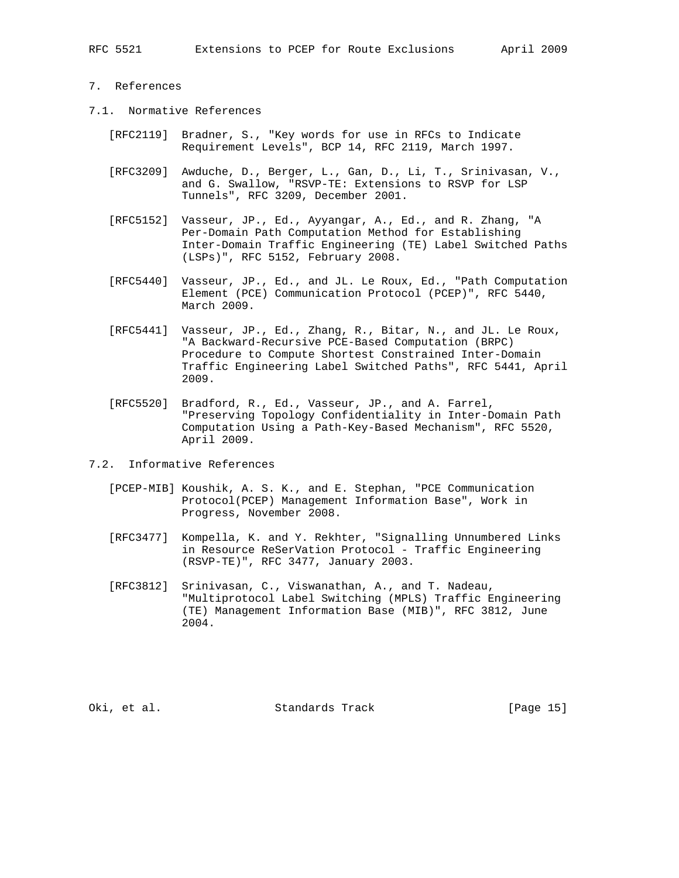## 7. References

### 7.1. Normative References

[RFC2119] Bradner, S., "Key words for use in RFCs to Indicate Requirement Levels", BCP 14, RFC 2119, March 1997.

[RFC3209] Awduche, D., Berger, L., Gan, D., Li, T., Srinivasan, V., and G. Swallow, "RSVP-TE: Extensions to RSVP for LSP Tunnels", RFC 3209, December 2001.

[RFC5152] Vasseur, JP., Ed., Ayyangar, A., Ed., and R. Zhang, "A Per-Domain Path Computation Method for Establishing Inter-Domain Traffic Engineering (TE) Label Switched Paths (LSPs)", RFC 5152, February 2008.

[RFC5440] Vasseur, JP., Ed., and JL. Le Roux, Ed., "Path Computation Element (PCE) Communication Protocol (PCEP)", RFC 5440, March 2009.

[RFC5441] Vasseur, JP., Ed., Zhang, R., Bitar, N., and JL. Le Roux, "A Backward-Recursive PCE-Based Computation (BRPC) Procedure to Compute Shortest Constrained Inter-Domain Traffic Engineering Label Switched Paths", RFC 5441, April 2009.

[RFC5520] Bradford, R., Ed., Vasseur, JP., and A. Farrel, "Preserving Topology Confidentiality in Inter-Domain Path Computation Using a Path-Key-Based Mechanism", RFC 5520, April 2009.

### 7.2. Informative References

[PCEP-MIB] Koushik, A. S. K., and E. Stephan, "PCE Communication Protocol(PCEP) Management Information Base", Work in Progress, November 2008.

[RFC3477] Kompella, K. and Y. Rekhter, "Signalling Unnumbered Links in Resource ReSerVation Protocol - Traffic Engineering (RSVP-TE)", RFC 3477, January 2003.

[RFC3812] Srinivasan, C., Viswanathan, A., and T. Nadeau, "Multiprotocol Label Switching (MPLS) Traffic Engineering (TE) Management Information Base (MIB)", RFC 3812, June 2004.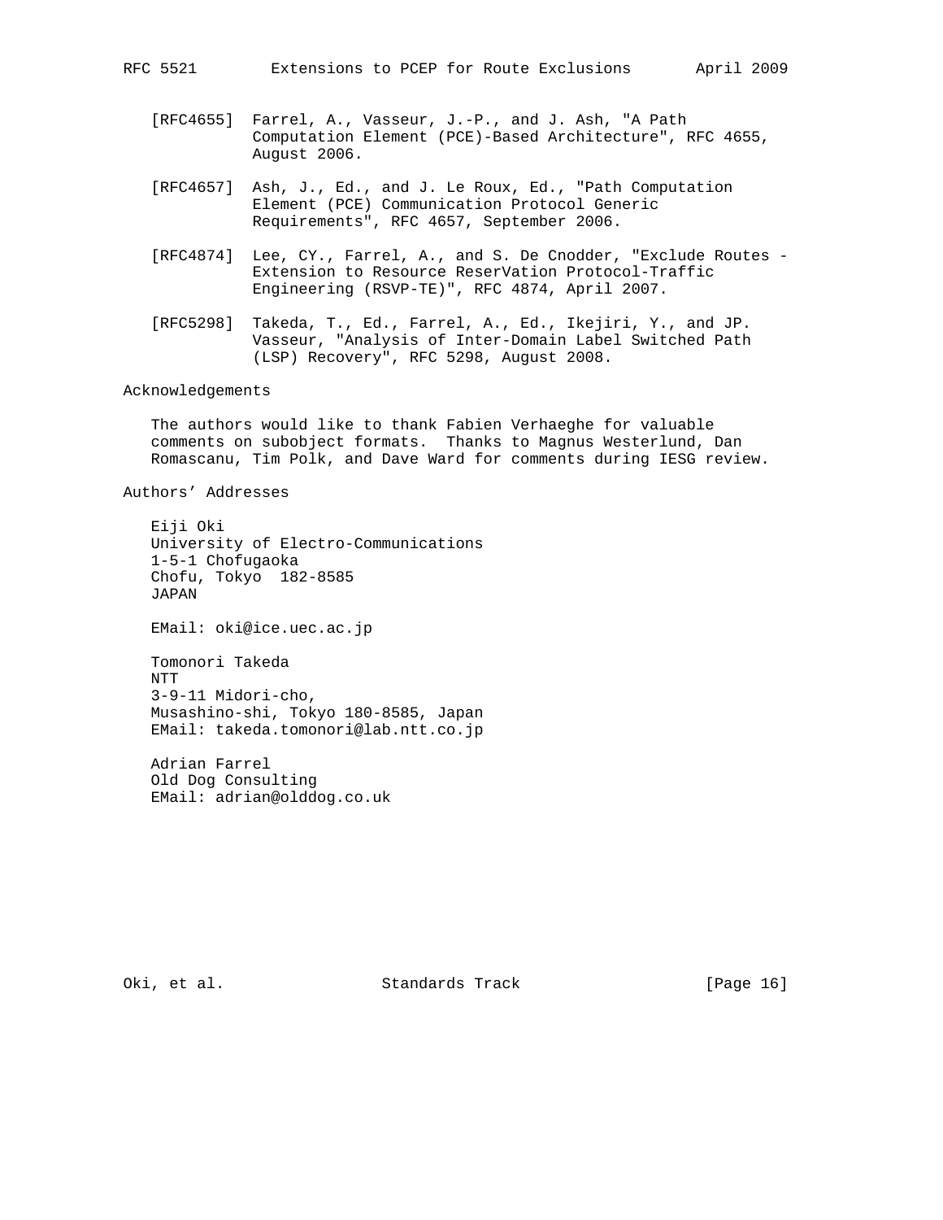[RFC4655] Farrel, A., Vasseur, J.-P., and J. Ash, "A Path Computation Element (PCE)-Based Architecture", RFC 4655, August 2006.

[RFC4657] Ash, J., Ed., and J. Le Roux, Ed., "Path Computation Element (PCE) Communication Protocol Generic Requirements", RFC 4657, September 2006.

[RFC4874] Lee, CY., Farrel, A., and S. De Cnodder, "Exclude Routes - Extension to Resource ReserVation Protocol-Traffic Engineering (RSVP-TE)", RFC 4874, April 2007.

[RFC5298] Takeda, T., Ed., Farrel, A., Ed., Ikejiri, Y., and JP. Vasseur, "Analysis of Inter-Domain Label Switched Path (LSP) Recovery", RFC 5298, August 2008.

## Acknowledgements

The authors would like to thank Fabien Verhaeghe for valuable comments on subobject formats. Thanks to Magnus Westerlund, Dan Romascanu, Tim Polk, and Dave Ward for comments during IESG review.

## Authors' Addresses

Eiji Oki
University of Electro-Communications
1-5-1 Chofugaoka
Chofu, Tokyo 182-8585
JAPAN

EMail: oki@ice.uec.ac.jp

Tomonori Takeda
NTT
3-9-11 Midori-cho,
Musashino-shi, Tokyo 180-8585, Japan
EMail: takeda.tomonori@lab.ntt.co.jp

Adrian Farrel
Old Dog Consulting
EMail: adrian@olddog.co.uk